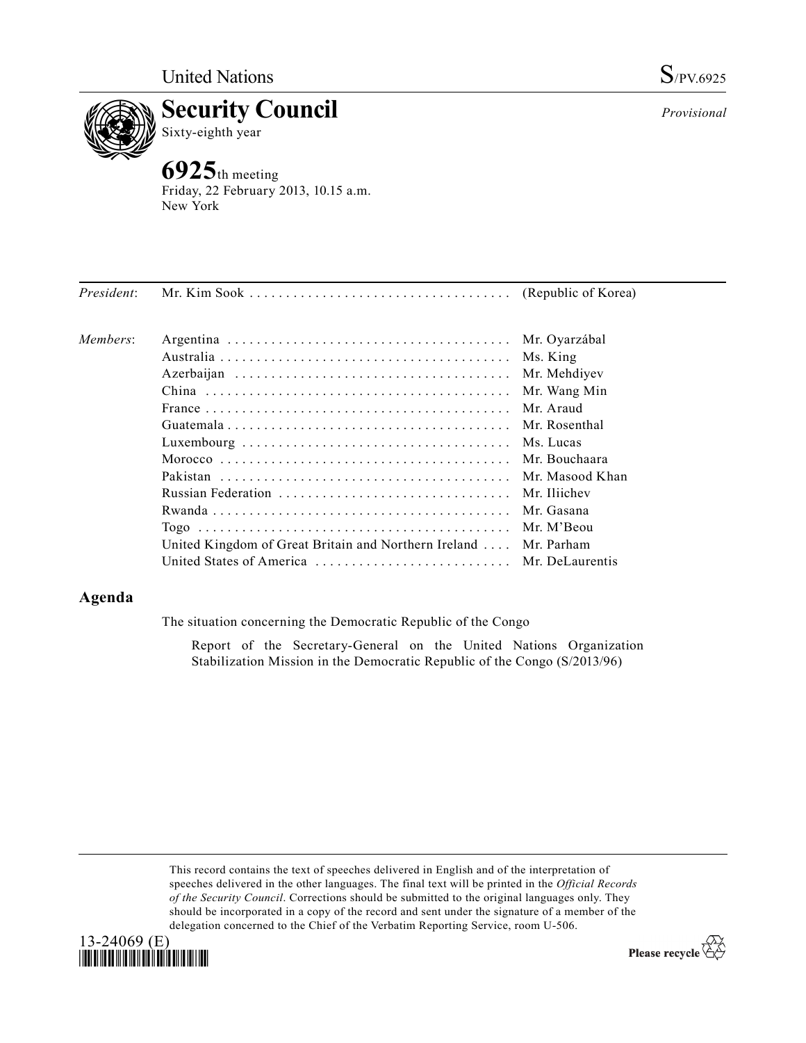United Nations S/PV.6925

# Security Council

Sixty-eighth year

*Provisional*

## 6925th meeting

Friday, 22 February 2013, 10.15 a.m.
New York

| | | |
|---|---|---|
| *President*: | Mr. Kim Sook | (Republic of Korea) |
| *Members*: | Argentina | Mr. Oyarzábal |
| | Australia | Ms. King |
| | Azerbaijan | Mr. Mehdiyev |
| | China | Mr. Wang Min |
| | France | Mr. Araud |
| | Guatemala | Mr. Rosenthal |
| | Luxembourg | Ms. Lucas |
| | Morocco | Mr. Bouchaara |
| | Pakistan | Mr. Masood Khan |
| | Russian Federation | Mr. Iliichev |
| | Rwanda | Mr. Gasana |
| | Togo | Mr. M'Beou |
| | United Kingdom of Great Britain and Northern Ireland | Mr. Parham |
| | United States of America | Mr. DeLaurentis |

## Agenda

The situation concerning the Democratic Republic of the Congo

Report of the Secretary-General on the United Nations Organization Stabilization Mission in the Democratic Republic of the Congo (S/2013/96)

This record contains the text of speeches delivered in English and of the interpretation of speeches delivered in the other languages. The final text will be printed in the *Official Records of the Security Council*. Corrections should be submitted to the original languages only. They should be incorporated in a copy of the record and sent under the signature of a member of the delegation concerned to the Chief of the Verbatim Reporting Service, room U-506.

13-24069 (E)

Please recycle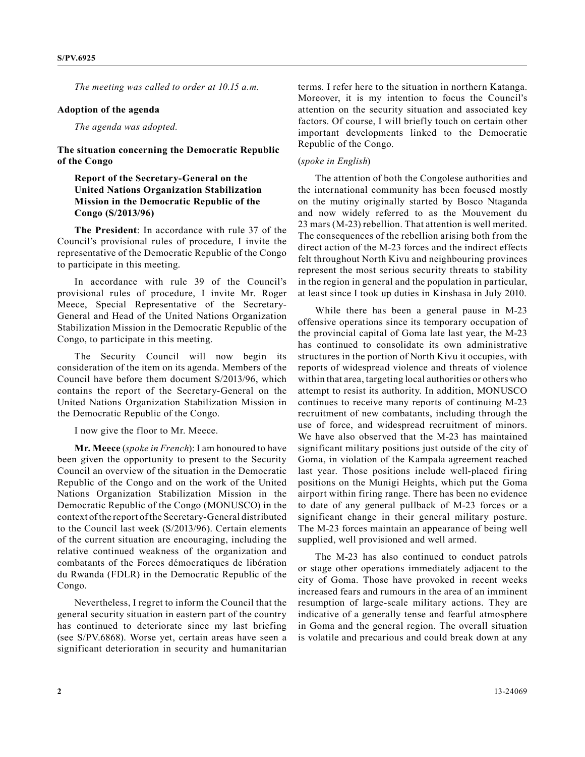*The meeting was called to order at 10.15 a.m.*

## Adoption of the agenda

*The agenda was adopted.*

## The situation concerning the Democratic Republic of the Congo

### Report of the Secretary-General on the United Nations Organization Stabilization Mission in the Democratic Republic of the Congo (S/2013/96)

**The President**: In accordance with rule 37 of the Council's provisional rules of procedure, I invite the representative of the Democratic Republic of the Congo to participate in this meeting.

In accordance with rule 39 of the Council's provisional rules of procedure, I invite Mr. Roger Meece, Special Representative of the Secretary-General and Head of the United Nations Organization Stabilization Mission in the Democratic Republic of the Congo, to participate in this meeting.

The Security Council will now begin its consideration of the item on its agenda. Members of the Council have before them document S/2013/96, which contains the report of the Secretary-General on the United Nations Organization Stabilization Mission in the Democratic Republic of the Congo.

I now give the floor to Mr. Meece.

**Mr. Meece** (*spoke in French*): I am honoured to have been given the opportunity to present to the Security Council an overview of the situation in the Democratic Republic of the Congo and on the work of the United Nations Organization Stabilization Mission in the Democratic Republic of the Congo (MONUSCO) in the context of the report of the Secretary-General distributed to the Council last week (S/2013/96). Certain elements of the current situation are encouraging, including the relative continued weakness of the organization and combatants of the Forces démocratiques de libération du Rwanda (FDLR) in the Democratic Republic of the Congo.

Nevertheless, I regret to inform the Council that the general security situation in eastern part of the country has continued to deteriorate since my last briefing (see S/PV.6868). Worse yet, certain areas have seen a significant deterioration in security and humanitarian terms. I refer here to the situation in northern Katanga. Moreover, it is my intention to focus the Council's attention on the security situation and associated key factors. Of course, I will briefly touch on certain other important developments linked to the Democratic Republic of the Congo.

(*spoke in English*)

The attention of both the Congolese authorities and the international community has been focused mostly on the mutiny originally started by Bosco Ntaganda and now widely referred to as the Mouvement du 23 mars (M-23) rebellion. That attention is well merited. The consequences of the rebellion arising both from the direct action of the M-23 forces and the indirect effects felt throughout North Kivu and neighbouring provinces represent the most serious security threats to stability in the region in general and the population in particular, at least since I took up duties in Kinshasa in July 2010.

While there has been a general pause in M-23 offensive operations since its temporary occupation of the provincial capital of Goma late last year, the M-23 has continued to consolidate its own administrative structures in the portion of North Kivu it occupies, with reports of widespread violence and threats of violence within that area, targeting local authorities or others who attempt to resist its authority. In addition, MONUSCO continues to receive many reports of continuing M-23 recruitment of new combatants, including through the use of force, and widespread recruitment of minors. We have also observed that the M-23 has maintained significant military positions just outside of the city of Goma, in violation of the Kampala agreement reached last year. Those positions include well-placed firing positions on the Munigi Heights, which put the Goma airport within firing range. There has been no evidence to date of any general pullback of M-23 forces or a significant change in their general military posture. The M-23 forces maintain an appearance of being well supplied, well provisioned and well armed.

The M-23 has also continued to conduct patrols or stage other operations immediately adjacent to the city of Goma. Those have provoked in recent weeks increased fears and rumours in the area of an imminent resumption of large-scale military actions. They are indicative of a generally tense and fearful atmosphere in Goma and the general region. The overall situation is volatile and precarious and could break down at any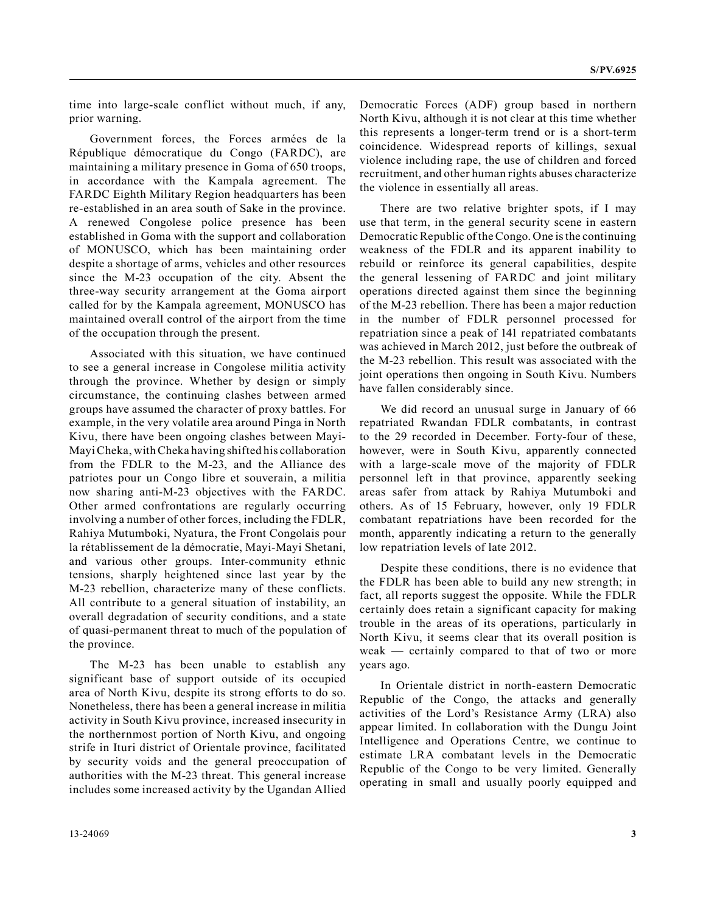time into large-scale conflict without much, if any, prior warning.

Government forces, the Forces armées de la République démocratique du Congo (FARDC), are maintaining a military presence in Goma of 650 troops, in accordance with the Kampala agreement. The FARDC Eighth Military Region headquarters has been re-established in an area south of Sake in the province. A renewed Congolese police presence has been established in Goma with the support and collaboration of MONUSCO, which has been maintaining order despite a shortage of arms, vehicles and other resources since the M-23 occupation of the city. Absent the three-way security arrangement at the Goma airport called for by the Kampala agreement, MONUSCO has maintained overall control of the airport from the time of the occupation through the present.

Associated with this situation, we have continued to see a general increase in Congolese militia activity through the province. Whether by design or simply circumstance, the continuing clashes between armed groups have assumed the character of proxy battles. For example, in the very volatile area around Pinga in North Kivu, there have been ongoing clashes between Mayi-Mayi Cheka, with Cheka having shifted his collaboration from the FDLR to the M-23, and the Alliance des patriotes pour un Congo libre et souverain, a militia now sharing anti-M-23 objectives with the FARDC. Other armed confrontations are regularly occurring involving a number of other forces, including the FDLR, Rahiya Mutumboki, Nyatura, the Front Congolais pour la rétablissement de la démocratie, Mayi-Mayi Shetani, and various other groups. Inter-community ethnic tensions, sharply heightened since last year by the M-23 rebellion, characterize many of these conflicts. All contribute to a general situation of instability, an overall degradation of security conditions, and a state of quasi-permanent threat to much of the population of the province.

The M-23 has been unable to establish any significant base of support outside of its occupied area of North Kivu, despite its strong efforts to do so. Nonetheless, there has been a general increase in militia activity in South Kivu province, increased insecurity in the northernmost portion of North Kivu, and ongoing strife in Ituri district of Orientale province, facilitated by security voids and the general preoccupation of authorities with the M-23 threat. This general increase includes some increased activity by the Ugandan Allied Democratic Forces (ADF) group based in northern North Kivu, although it is not clear at this time whether this represents a longer-term trend or is a short-term coincidence. Widespread reports of killings, sexual violence including rape, the use of children and forced recruitment, and other human rights abuses characterize the violence in essentially all areas.

There are two relative brighter spots, if I may use that term, in the general security scene in eastern Democratic Republic of the Congo. One is the continuing weakness of the FDLR and its apparent inability to rebuild or reinforce its general capabilities, despite the general lessening of FARDC and joint military operations directed against them since the beginning of the M-23 rebellion. There has been a major reduction in the number of FDLR personnel processed for repatriation since a peak of 141 repatriated combatants was achieved in March 2012, just before the outbreak of the M-23 rebellion. This result was associated with the joint operations then ongoing in South Kivu. Numbers have fallen considerably since.

We did record an unusual surge in January of 66 repatriated Rwandan FDLR combatants, in contrast to the 29 recorded in December. Forty-four of these, however, were in South Kivu, apparently connected with a large-scale move of the majority of FDLR personnel left in that province, apparently seeking areas safer from attack by Rahiya Mutumboki and others. As of 15 February, however, only 19 FDLR combatant repatriations have been recorded for the month, apparently indicating a return to the generally low repatriation levels of late 2012.

Despite these conditions, there is no evidence that the FDLR has been able to build any new strength; in fact, all reports suggest the opposite. While the FDLR certainly does retain a significant capacity for making trouble in the areas of its operations, particularly in North Kivu, it seems clear that its overall position is weak — certainly compared to that of two or more years ago.

In Orientale district in north-eastern Democratic Republic of the Congo, the attacks and generally activities of the Lord's Resistance Army (LRA) also appear limited. In collaboration with the Dungu Joint Intelligence and Operations Centre, we continue to estimate LRA combatant levels in the Democratic Republic of the Congo to be very limited. Generally operating in small and usually poorly equipped and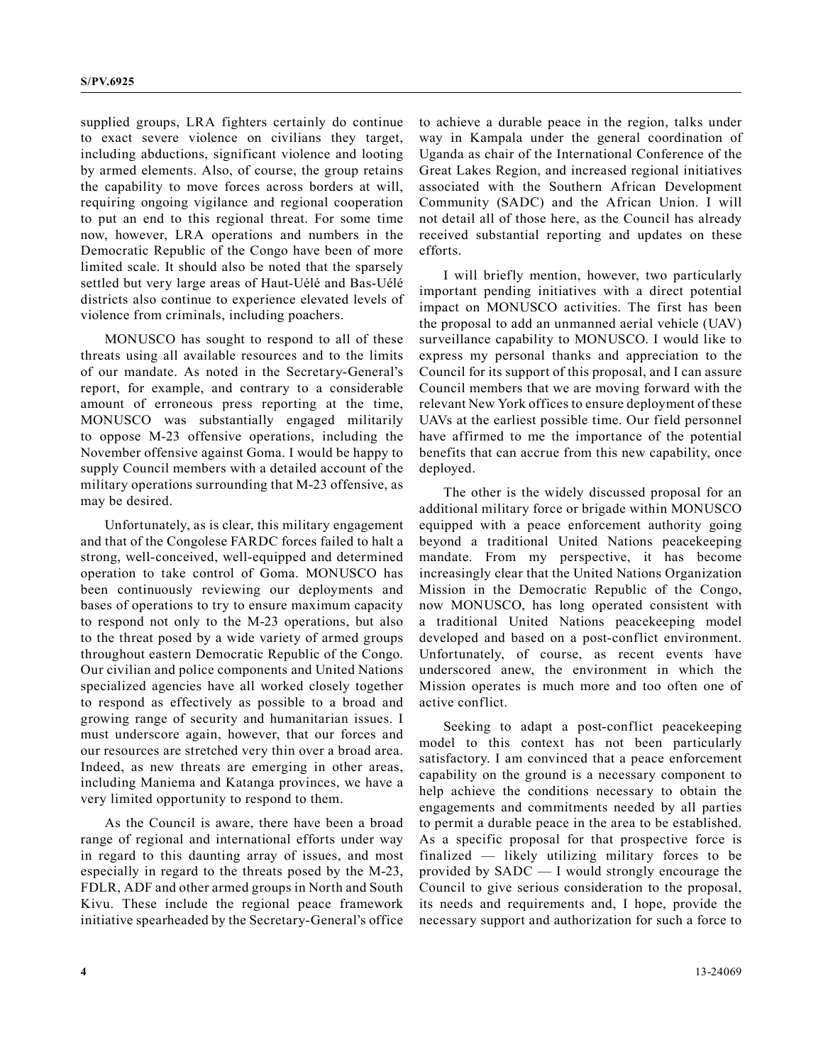supplied groups, LRA fighters certainly do continue to exact severe violence on civilians they target, including abductions, significant violence and looting by armed elements. Also, of course, the group retains the capability to move forces across borders at will, requiring ongoing vigilance and regional cooperation to put an end to this regional threat. For some time now, however, LRA operations and numbers in the Democratic Republic of the Congo have been of more limited scale. It should also be noted that the sparsely settled but very large areas of Haut-Uélé and Bas-Uélé districts also continue to experience elevated levels of violence from criminals, including poachers.

MONUSCO has sought to respond to all of these threats using all available resources and to the limits of our mandate. As noted in the Secretary-General's report, for example, and contrary to a considerable amount of erroneous press reporting at the time, MONUSCO was substantially engaged militarily to oppose M-23 offensive operations, including the November offensive against Goma. I would be happy to supply Council members with a detailed account of the military operations surrounding that M-23 offensive, as may be desired.

Unfortunately, as is clear, this military engagement and that of the Congolese FARDC forces failed to halt a strong, well-conceived, well-equipped and determined operation to take control of Goma. MONUSCO has been continuously reviewing our deployments and bases of operations to try to ensure maximum capacity to respond not only to the M-23 operations, but also to the threat posed by a wide variety of armed groups throughout eastern Democratic Republic of the Congo. Our civilian and police components and United Nations specialized agencies have all worked closely together to respond as effectively as possible to a broad and growing range of security and humanitarian issues. I must underscore again, however, that our forces and our resources are stretched very thin over a broad area. Indeed, as new threats are emerging in other areas, including Maniema and Katanga provinces, we have a very limited opportunity to respond to them.

As the Council is aware, there have been a broad range of regional and international efforts under way in regard to this daunting array of issues, and most especially in regard to the threats posed by the M-23, FDLR, ADF and other armed groups in North and South Kivu. These include the regional peace framework initiative spearheaded by the Secretary-General's office to achieve a durable peace in the region, talks under way in Kampala under the general coordination of Uganda as chair of the International Conference of the Great Lakes Region, and increased regional initiatives associated with the Southern African Development Community (SADC) and the African Union. I will not detail all of those here, as the Council has already received substantial reporting and updates on these efforts.

I will briefly mention, however, two particularly important pending initiatives with a direct potential impact on MONUSCO activities. The first has been the proposal to add an unmanned aerial vehicle (UAV) surveillance capability to MONUSCO. I would like to express my personal thanks and appreciation to the Council for its support of this proposal, and I can assure Council members that we are moving forward with the relevant New York offices to ensure deployment of these UAVs at the earliest possible time. Our field personnel have affirmed to me the importance of the potential benefits that can accrue from this new capability, once deployed.

The other is the widely discussed proposal for an additional military force or brigade within MONUSCO equipped with a peace enforcement authority going beyond a traditional United Nations peacekeeping mandate. From my perspective, it has become increasingly clear that the United Nations Organization Mission in the Democratic Republic of the Congo, now MONUSCO, has long operated consistent with a traditional United Nations peacekeeping model developed and based on a post-conflict environment. Unfortunately, of course, as recent events have underscored anew, the environment in which the Mission operates is much more and too often one of active conflict.

Seeking to adapt a post-conflict peacekeeping model to this context has not been particularly satisfactory. I am convinced that a peace enforcement capability on the ground is a necessary component to help achieve the conditions necessary to obtain the engagements and commitments needed by all parties to permit a durable peace in the area to be established. As a specific proposal for that prospective force is finalized — likely utilizing military forces to be provided by SADC — I would strongly encourage the Council to give serious consideration to the proposal, its needs and requirements and, I hope, provide the necessary support and authorization for such a force to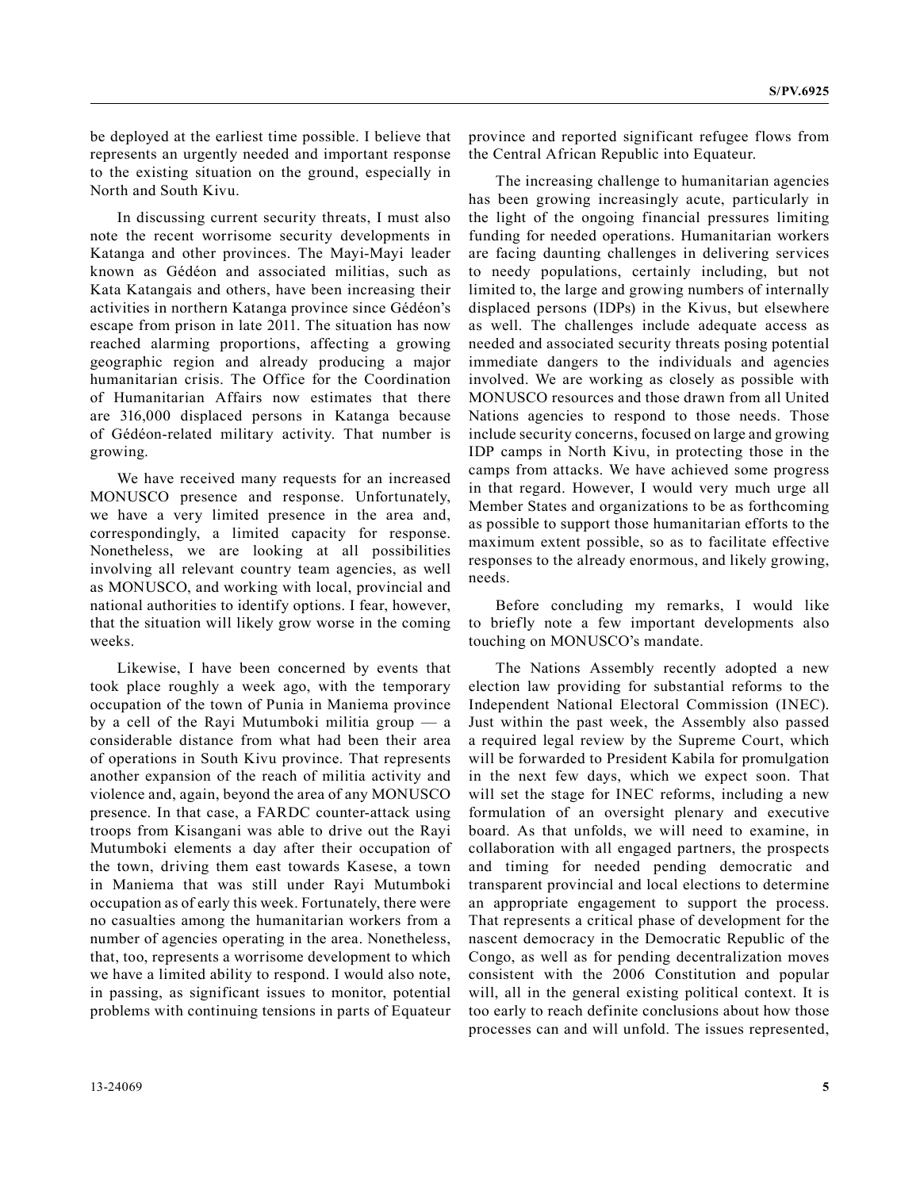be deployed at the earliest time possible. I believe that represents an urgently needed and important response to the existing situation on the ground, especially in North and South Kivu.

In discussing current security threats, I must also note the recent worrisome security developments in Katanga and other provinces. The Mayi-Mayi leader known as Gédéon and associated militias, such as Kata Katangais and others, have been increasing their activities in northern Katanga province since Gédéon's escape from prison in late 2011. The situation has now reached alarming proportions, affecting a growing geographic region and already producing a major humanitarian crisis. The Office for the Coordination of Humanitarian Affairs now estimates that there are 316,000 displaced persons in Katanga because of Gédéon-related military activity. That number is growing.

We have received many requests for an increased MONUSCO presence and response. Unfortunately, we have a very limited presence in the area and, correspondingly, a limited capacity for response. Nonetheless, we are looking at all possibilities involving all relevant country team agencies, as well as MONUSCO, and working with local, provincial and national authorities to identify options. I fear, however, that the situation will likely grow worse in the coming weeks.

Likewise, I have been concerned by events that took place roughly a week ago, with the temporary occupation of the town of Punia in Maniema province by a cell of the Rayi Mutumboki militia group — a considerable distance from what had been their area of operations in South Kivu province. That represents another expansion of the reach of militia activity and violence and, again, beyond the area of any MONUSCO presence. In that case, a FARDC counter-attack using troops from Kisangani was able to drive out the Rayi Mutumboki elements a day after their occupation of the town, driving them east towards Kasese, a town in Maniema that was still under Rayi Mutumboki occupation as of early this week. Fortunately, there were no casualties among the humanitarian workers from a number of agencies operating in the area. Nonetheless, that, too, represents a worrisome development to which we have a limited ability to respond. I would also note, in passing, as significant issues to monitor, potential problems with continuing tensions in parts of Equateur province and reported significant refugee flows from the Central African Republic into Equateur.

The increasing challenge to humanitarian agencies has been growing increasingly acute, particularly in the light of the ongoing financial pressures limiting funding for needed operations. Humanitarian workers are facing daunting challenges in delivering services to needy populations, certainly including, but not limited to, the large and growing numbers of internally displaced persons (IDPs) in the Kivus, but elsewhere as well. The challenges include adequate access as needed and associated security threats posing potential immediate dangers to the individuals and agencies involved. We are working as closely as possible with MONUSCO resources and those drawn from all United Nations agencies to respond to those needs. Those include security concerns, focused on large and growing IDP camps in North Kivu, in protecting those in the camps from attacks. We have achieved some progress in that regard. However, I would very much urge all Member States and organizations to be as forthcoming as possible to support those humanitarian efforts to the maximum extent possible, so as to facilitate effective responses to the already enormous, and likely growing, needs.

Before concluding my remarks, I would like to briefly note a few important developments also touching on MONUSCO's mandate.

The Nations Assembly recently adopted a new election law providing for substantial reforms to the Independent National Electoral Commission (INEC). Just within the past week, the Assembly also passed a required legal review by the Supreme Court, which will be forwarded to President Kabila for promulgation in the next few days, which we expect soon. That will set the stage for INEC reforms, including a new formulation of an oversight plenary and executive board. As that unfolds, we will need to examine, in collaboration with all engaged partners, the prospects and timing for needed pending democratic and transparent provincial and local elections to determine an appropriate engagement to support the process. That represents a critical phase of development for the nascent democracy in the Democratic Republic of the Congo, as well as for pending decentralization moves consistent with the 2006 Constitution and popular will, all in the general existing political context. It is too early to reach definite conclusions about how those processes can and will unfold. The issues represented,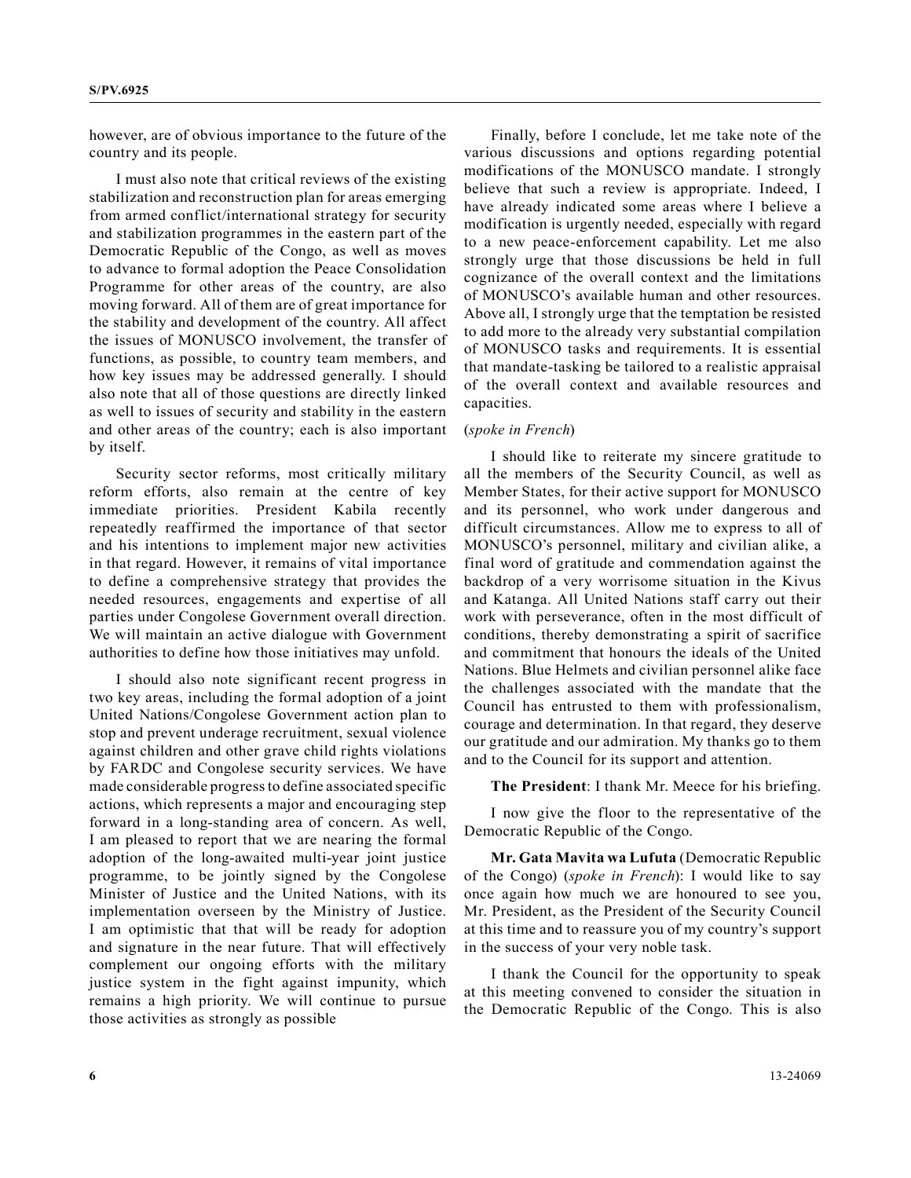however, are of obvious importance to the future of the country and its people.

I must also note that critical reviews of the existing stabilization and reconstruction plan for areas emerging from armed conflict/international strategy for security and stabilization programmes in the eastern part of the Democratic Republic of the Congo, as well as moves to advance to formal adoption the Peace Consolidation Programme for other areas of the country, are also moving forward. All of them are of great importance for the stability and development of the country. All affect the issues of MONUSCO involvement, the transfer of functions, as possible, to country team members, and how key issues may be addressed generally. I should also note that all of those questions are directly linked as well to issues of security and stability in the eastern and other areas of the country; each is also important by itself.

Security sector reforms, most critically military reform efforts, also remain at the centre of key immediate priorities. President Kabila recently repeatedly reaffirmed the importance of that sector and his intentions to implement major new activities in that regard. However, it remains of vital importance to define a comprehensive strategy that provides the needed resources, engagements and expertise of all parties under Congolese Government overall direction. We will maintain an active dialogue with Government authorities to define how those initiatives may unfold.

I should also note significant recent progress in two key areas, including the formal adoption of a joint United Nations/Congolese Government action plan to stop and prevent underage recruitment, sexual violence against children and other grave child rights violations by FARDC and Congolese security services. We have made considerable progress to define associated specific actions, which represents a major and encouraging step forward in a long-standing area of concern. As well, I am pleased to report that we are nearing the formal adoption of the long-awaited multi-year joint justice programme, to be jointly signed by the Congolese Minister of Justice and the United Nations, with its implementation overseen by the Ministry of Justice. I am optimistic that that will be ready for adoption and signature in the near future. That will effectively complement our ongoing efforts with the military justice system in the fight against impunity, which remains a high priority. We will continue to pursue those activities as strongly as possible

Finally, before I conclude, let me take note of the various discussions and options regarding potential modifications of the MONUSCO mandate. I strongly believe that such a review is appropriate. Indeed, I have already indicated some areas where I believe a modification is urgently needed, especially with regard to a new peace-enforcement capability. Let me also strongly urge that those discussions be held in full cognizance of the overall context and the limitations of MONUSCO's available human and other resources. Above all, I strongly urge that the temptation be resisted to add more to the already very substantial compilation of MONUSCO tasks and requirements. It is essential that mandate-tasking be tailored to a realistic appraisal of the overall context and available resources and capacities.

(*spoke in French*)

I should like to reiterate my sincere gratitude to all the members of the Security Council, as well as Member States, for their active support for MONUSCO and its personnel, who work under dangerous and difficult circumstances. Allow me to express to all of MONUSCO's personnel, military and civilian alike, a final word of gratitude and commendation against the backdrop of a very worrisome situation in the Kivus and Katanga. All United Nations staff carry out their work with perseverance, often in the most difficult of conditions, thereby demonstrating a spirit of sacrifice and commitment that honours the ideals of the United Nations. Blue Helmets and civilian personnel alike face the challenges associated with the mandate that the Council has entrusted to them with professionalism, courage and determination. In that regard, they deserve our gratitude and our admiration. My thanks go to them and to the Council for its support and attention.

**The President**: I thank Mr. Meece for his briefing.

I now give the floor to the representative of the Democratic Republic of the Congo.

**Mr. Gata Mavita wa Lufuta** (Democratic Republic of the Congo) (*spoke in French*): I would like to say once again how much we are honoured to see you, Mr. President, as the President of the Security Council at this time and to reassure you of my country's support in the success of your very noble task.

I thank the Council for the opportunity to speak at this meeting convened to consider the situation in the Democratic Republic of the Congo. This is also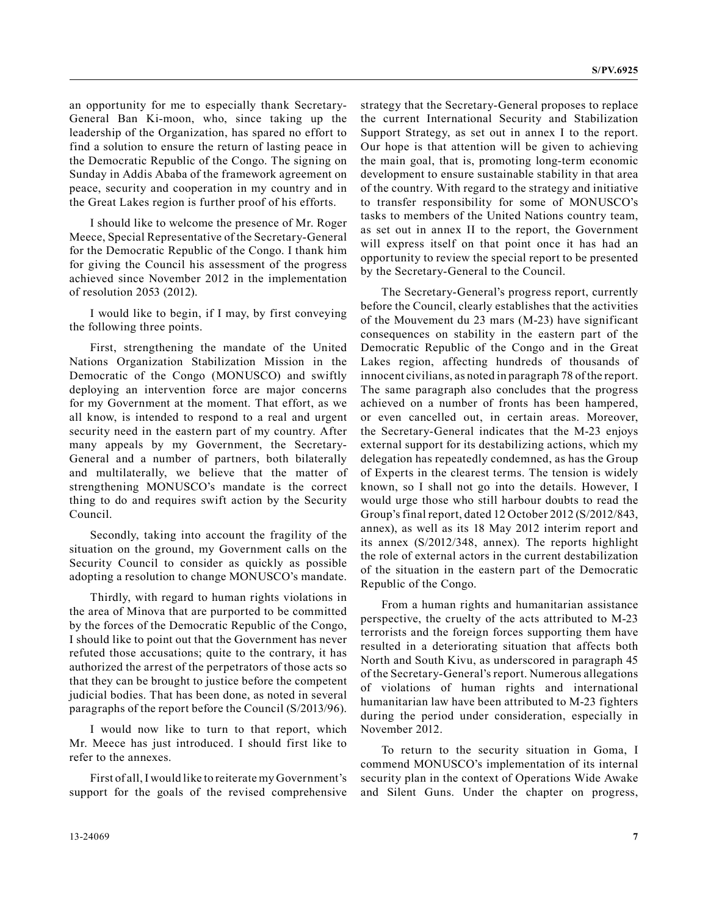an opportunity for me to especially thank Secretary-General Ban Ki-moon, who, since taking up the leadership of the Organization, has spared no effort to find a solution to ensure the return of lasting peace in the Democratic Republic of the Congo. The signing on Sunday in Addis Ababa of the framework agreement on peace, security and cooperation in my country and in the Great Lakes region is further proof of his efforts.

I should like to welcome the presence of Mr. Roger Meece, Special Representative of the Secretary-General for the Democratic Republic of the Congo. I thank him for giving the Council his assessment of the progress achieved since November 2012 in the implementation of resolution 2053 (2012).

I would like to begin, if I may, by first conveying the following three points.

First, strengthening the mandate of the United Nations Organization Stabilization Mission in the Democratic of the Congo (MONUSCO) and swiftly deploying an intervention force are major concerns for my Government at the moment. That effort, as we all know, is intended to respond to a real and urgent security need in the eastern part of my country. After many appeals by my Government, the Secretary-General and a number of partners, both bilaterally and multilaterally, we believe that the matter of strengthening MONUSCO's mandate is the correct thing to do and requires swift action by the Security Council.

Secondly, taking into account the fragility of the situation on the ground, my Government calls on the Security Council to consider as quickly as possible adopting a resolution to change MONUSCO's mandate.

Thirdly, with regard to human rights violations in the area of Minova that are purported to be committed by the forces of the Democratic Republic of the Congo, I should like to point out that the Government has never refuted those accusations; quite to the contrary, it has authorized the arrest of the perpetrators of those acts so that they can be brought to justice before the competent judicial bodies. That has been done, as noted in several paragraphs of the report before the Council (S/2013/96).

I would now like to turn to that report, which Mr. Meece has just introduced. I should first like to refer to the annexes.

First of all, I would like to reiterate my Government's support for the goals of the revised comprehensive strategy that the Secretary-General proposes to replace the current International Security and Stabilization Support Strategy, as set out in annex I to the report. Our hope is that attention will be given to achieving the main goal, that is, promoting long-term economic development to ensure sustainable stability in that area of the country. With regard to the strategy and initiative to transfer responsibility for some of MONUSCO's tasks to members of the United Nations country team, as set out in annex II to the report, the Government will express itself on that point once it has had an opportunity to review the special report to be presented by the Secretary-General to the Council.

The Secretary-General's progress report, currently before the Council, clearly establishes that the activities of the Mouvement du 23 mars (M-23) have significant consequences on stability in the eastern part of the Democratic Republic of the Congo and in the Great Lakes region, affecting hundreds of thousands of innocent civilians, as noted in paragraph 78 of the report. The same paragraph also concludes that the progress achieved on a number of fronts has been hampered, or even cancelled out, in certain areas. Moreover, the Secretary-General indicates that the M-23 enjoys external support for its destabilizing actions, which my delegation has repeatedly condemned, as has the Group of Experts in the clearest terms. The tension is widely known, so I shall not go into the details. However, I would urge those who still harbour doubts to read the Group's final report, dated 12 October 2012 (S/2012/843, annex), as well as its 18 May 2012 interim report and its annex (S/2012/348, annex). The reports highlight the role of external actors in the current destabilization of the situation in the eastern part of the Democratic Republic of the Congo.

From a human rights and humanitarian assistance perspective, the cruelty of the acts attributed to M-23 terrorists and the foreign forces supporting them have resulted in a deteriorating situation that affects both North and South Kivu, as underscored in paragraph 45 of the Secretary-General's report. Numerous allegations of violations of human rights and international humanitarian law have been attributed to M-23 fighters during the period under consideration, especially in November 2012.

To return to the security situation in Goma, I commend MONUSCO's implementation of its internal security plan in the context of Operations Wide Awake and Silent Guns. Under the chapter on progress,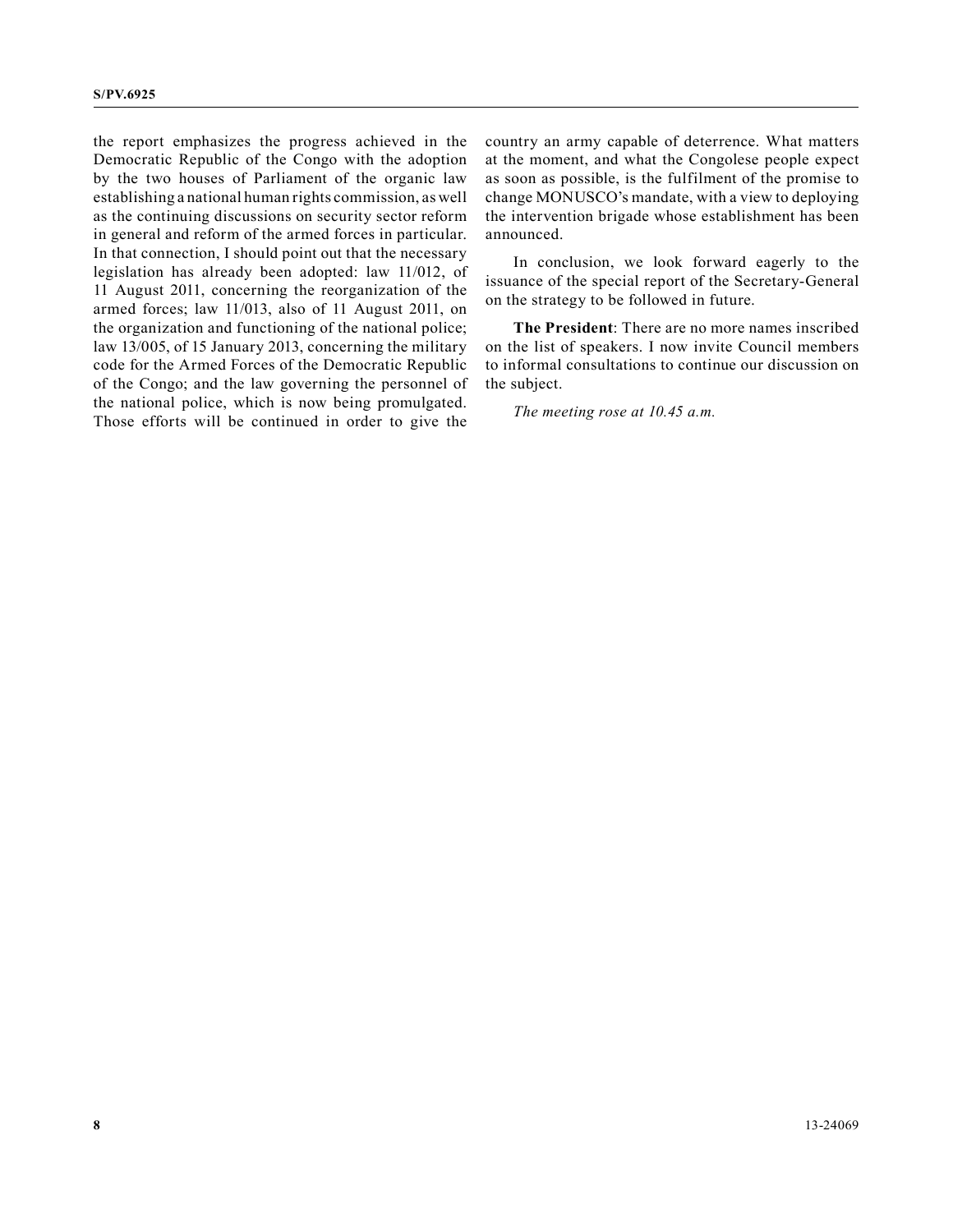the report emphasizes the progress achieved in the Democratic Republic of the Congo with the adoption by the two houses of Parliament of the organic law establishing a national human rights commission, as well as the continuing discussions on security sector reform in general and reform of the armed forces in particular. In that connection, I should point out that the necessary legislation has already been adopted: law 11/012, of 11 August 2011, concerning the reorganization of the armed forces; law 11/013, also of 11 August 2011, on the organization and functioning of the national police; law 13/005, of 15 January 2013, concerning the military code for the Armed Forces of the Democratic Republic of the Congo; and the law governing the personnel of the national police, which is now being promulgated. Those efforts will be continued in order to give the country an army capable of deterrence. What matters at the moment, and what the Congolese people expect as soon as possible, is the fulfilment of the promise to change MONUSCO's mandate, with a view to deploying the intervention brigade whose establishment has been announced.

In conclusion, we look forward eagerly to the issuance of the special report of the Secretary-General on the strategy to be followed in future.

**The President**: There are no more names inscribed on the list of speakers. I now invite Council members to informal consultations to continue our discussion on the subject.

*The meeting rose at 10.45 a.m.*